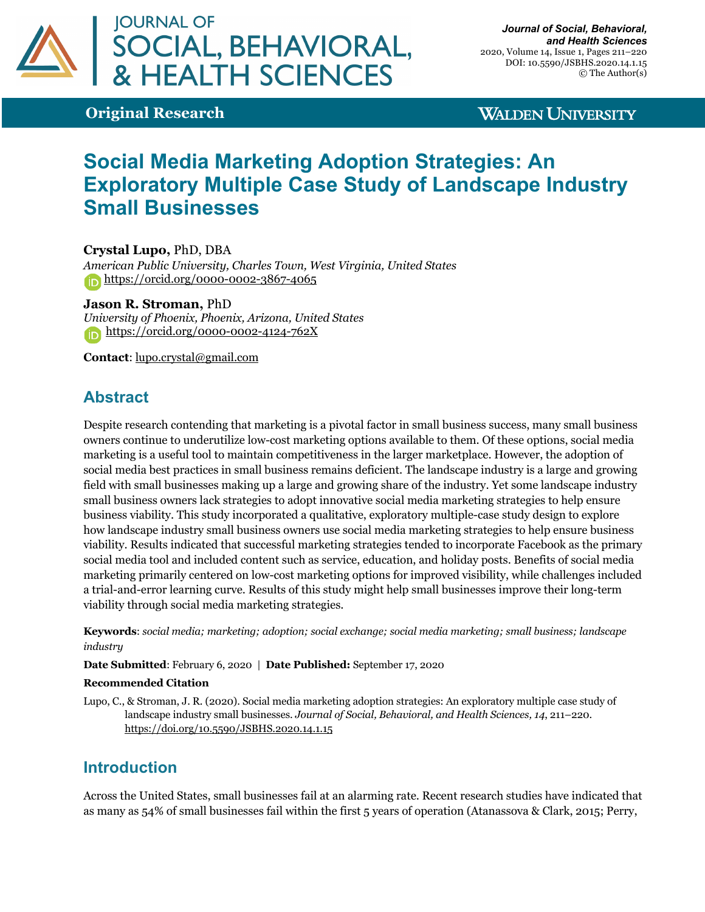**Original Research**

# Social Media Marketing Adoption Strategies: An Exploratory Multiple Case Study of Landscape Industry Small Businesses

**Crystal Lupo,** PhD, DBA
*American Public University, Charles Town, West Virginia, United States*
https://orcid.org/0000-0002-3867-4065

**Jason R. Stroman,** PhD
*University of Phoenix, Phoenix, Arizona, United States*
https://orcid.org/0000-0002-4124-762X

**Contact**: lupo.crystal@gmail.com

## Abstract

Despite research contending that marketing is a pivotal factor in small business success, many small business owners continue to underutilize low-cost marketing options available to them. Of these options, social media marketing is a useful tool to maintain competitiveness in the larger marketplace. However, the adoption of social media best practices in small business remains deficient. The landscape industry is a large and growing field with small businesses making up a large and growing share of the industry. Yet some landscape industry small business owners lack strategies to adopt innovative social media marketing strategies to help ensure business viability. This study incorporated a qualitative, exploratory multiple-case study design to explore how landscape industry small business owners use social media marketing strategies to help ensure business viability. Results indicated that successful marketing strategies tended to incorporate Facebook as the primary social media tool and included content such as service, education, and holiday posts. Benefits of social media marketing primarily centered on low-cost marketing options for improved visibility, while challenges included a trial-and-error learning curve. Results of this study might help small businesses improve their long-term viability through social media marketing strategies.

**Keywords**: *social media; marketing; adoption; social exchange; social media marketing; small business; landscape industry*

**Date Submitted**: February 6, 2020 | **Date Published:** September 17, 2020

**Recommended Citation**

Lupo, C., & Stroman, J. R. (2020). Social media marketing adoption strategies: An exploratory multiple case study of landscape industry small businesses. *Journal of Social, Behavioral, and Health Sciences, 14*, 211–220. https://doi.org/10.5590/JSBHS.2020.14.1.15

## Introduction

Across the United States, small businesses fail at an alarming rate. Recent research studies have indicated that as many as 54% of small businesses fail within the first 5 years of operation (Atanassova & Clark, 2015; Perry,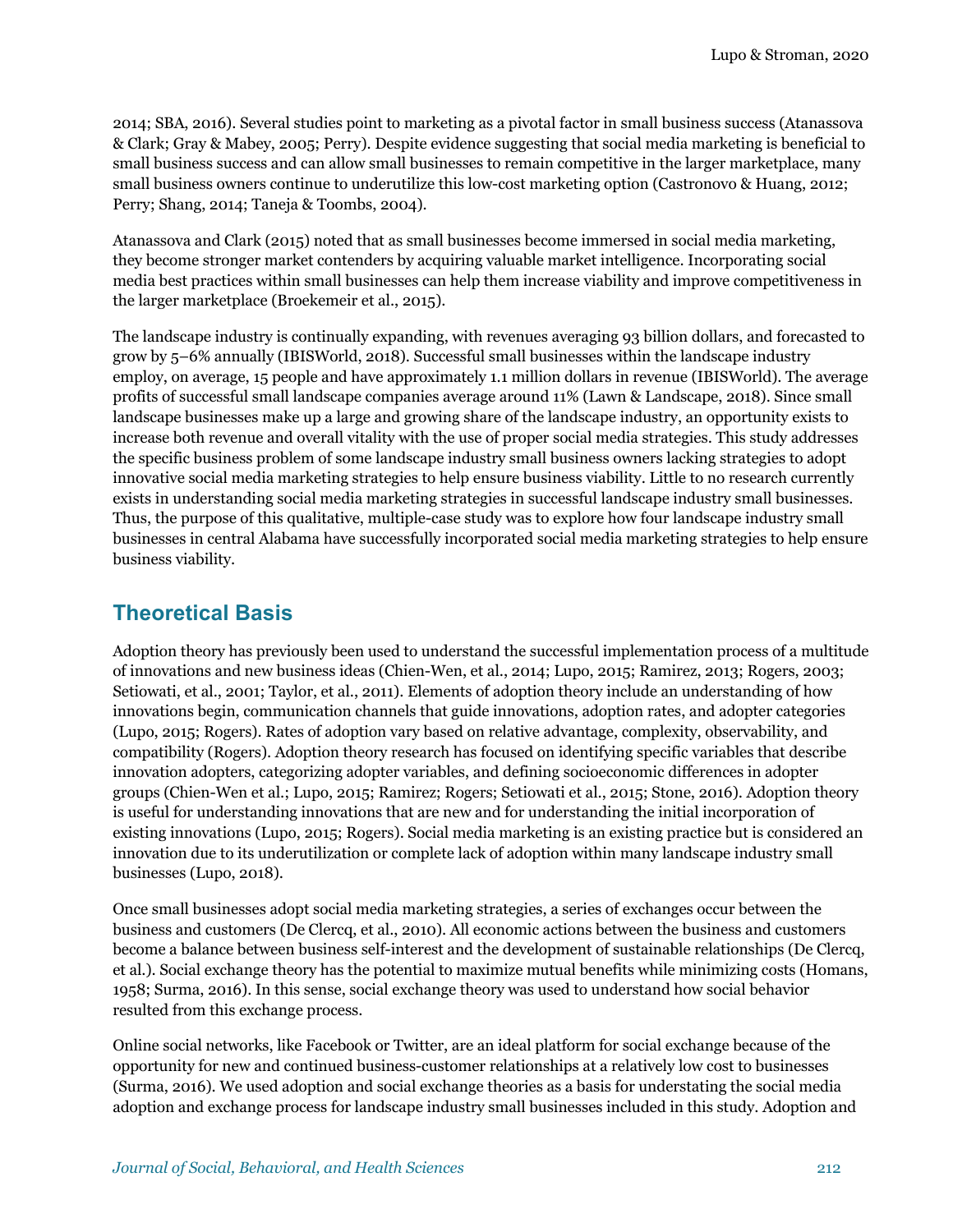2014; SBA, 2016). Several studies point to marketing as a pivotal factor in small business success (Atanassova & Clark; Gray & Mabey, 2005; Perry). Despite evidence suggesting that social media marketing is beneficial to small business success and can allow small businesses to remain competitive in the larger marketplace, many small business owners continue to underutilize this low-cost marketing option (Castronovo & Huang, 2012; Perry; Shang, 2014; Taneja & Toombs, 2004).

Atanassova and Clark (2015) noted that as small businesses become immersed in social media marketing, they become stronger market contenders by acquiring valuable market intelligence. Incorporating social media best practices within small businesses can help them increase viability and improve competitiveness in the larger marketplace (Broekemeir et al., 2015).

The landscape industry is continually expanding, with revenues averaging 93 billion dollars, and forecasted to grow by 5–6% annually (IBISWorld, 2018). Successful small businesses within the landscape industry employ, on average, 15 people and have approximately 1.1 million dollars in revenue (IBISWorld). The average profits of successful small landscape companies average around 11% (Lawn & Landscape, 2018). Since small landscape businesses make up a large and growing share of the landscape industry, an opportunity exists to increase both revenue and overall vitality with the use of proper social media strategies. This study addresses the specific business problem of some landscape industry small business owners lacking strategies to adopt innovative social media marketing strategies to help ensure business viability. Little to no research currently exists in understanding social media marketing strategies in successful landscape industry small businesses. Thus, the purpose of this qualitative, multiple-case study was to explore how four landscape industry small businesses in central Alabama have successfully incorporated social media marketing strategies to help ensure business viability.

## Theoretical Basis

Adoption theory has previously been used to understand the successful implementation process of a multitude of innovations and new business ideas (Chien-Wen, et al., 2014; Lupo, 2015; Ramirez, 2013; Rogers, 2003; Setiowati, et al., 2001; Taylor, et al., 2011). Elements of adoption theory include an understanding of how innovations begin, communication channels that guide innovations, adoption rates, and adopter categories (Lupo, 2015; Rogers). Rates of adoption vary based on relative advantage, complexity, observability, and compatibility (Rogers). Adoption theory research has focused on identifying specific variables that describe innovation adopters, categorizing adopter variables, and defining socioeconomic differences in adopter groups (Chien-Wen et al.; Lupo, 2015; Ramirez; Rogers; Setiowati et al., 2015; Stone, 2016). Adoption theory is useful for understanding innovations that are new and for understanding the initial incorporation of existing innovations (Lupo, 2015; Rogers). Social media marketing is an existing practice but is considered an innovation due to its underutilization or complete lack of adoption within many landscape industry small businesses (Lupo, 2018).

Once small businesses adopt social media marketing strategies, a series of exchanges occur between the business and customers (De Clercq, et al., 2010). All economic actions between the business and customers become a balance between business self-interest and the development of sustainable relationships (De Clercq, et al.). Social exchange theory has the potential to maximize mutual benefits while minimizing costs (Homans, 1958; Surma, 2016). In this sense, social exchange theory was used to understand how social behavior resulted from this exchange process.

Online social networks, like Facebook or Twitter, are an ideal platform for social exchange because of the opportunity for new and continued business-customer relationships at a relatively low cost to businesses (Surma, 2016). We used adoption and social exchange theories as a basis for understating the social media adoption and exchange process for landscape industry small businesses included in this study. Adoption and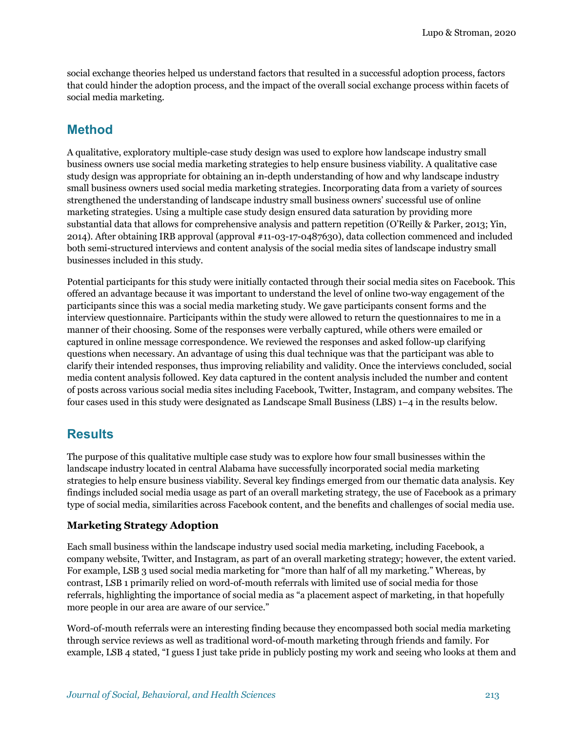social exchange theories helped us understand factors that resulted in a successful adoption process, factors that could hinder the adoption process, and the impact of the overall social exchange process within facets of social media marketing.

## Method

A qualitative, exploratory multiple-case study design was used to explore how landscape industry small business owners use social media marketing strategies to help ensure business viability. A qualitative case study design was appropriate for obtaining an in-depth understanding of how and why landscape industry small business owners used social media marketing strategies. Incorporating data from a variety of sources strengthened the understanding of landscape industry small business owners' successful use of online marketing strategies. Using a multiple case study design ensured data saturation by providing more substantial data that allows for comprehensive analysis and pattern repetition (O'Reilly & Parker, 2013; Yin, 2014). After obtaining IRB approval (approval #11-03-17-0487630), data collection commenced and included both semi-structured interviews and content analysis of the social media sites of landscape industry small businesses included in this study.

Potential participants for this study were initially contacted through their social media sites on Facebook. This offered an advantage because it was important to understand the level of online two-way engagement of the participants since this was a social media marketing study. We gave participants consent forms and the interview questionnaire. Participants within the study were allowed to return the questionnaires to me in a manner of their choosing. Some of the responses were verbally captured, while others were emailed or captured in online message correspondence. We reviewed the responses and asked follow-up clarifying questions when necessary. An advantage of using this dual technique was that the participant was able to clarify their intended responses, thus improving reliability and validity. Once the interviews concluded, social media content analysis followed. Key data captured in the content analysis included the number and content of posts across various social media sites including Facebook, Twitter, Instagram, and company websites. The four cases used in this study were designated as Landscape Small Business (LBS) 1–4 in the results below.

## Results

The purpose of this qualitative multiple case study was to explore how four small businesses within the landscape industry located in central Alabama have successfully incorporated social media marketing strategies to help ensure business viability. Several key findings emerged from our thematic data analysis. Key findings included social media usage as part of an overall marketing strategy, the use of Facebook as a primary type of social media, similarities across Facebook content, and the benefits and challenges of social media use.

### Marketing Strategy Adoption

Each small business within the landscape industry used social media marketing, including Facebook, a company website, Twitter, and Instagram, as part of an overall marketing strategy; however, the extent varied. For example, LSB 3 used social media marketing for "more than half of all my marketing." Whereas, by contrast, LSB 1 primarily relied on word-of-mouth referrals with limited use of social media for those referrals, highlighting the importance of social media as "a placement aspect of marketing, in that hopefully more people in our area are aware of our service."

Word-of-mouth referrals were an interesting finding because they encompassed both social media marketing through service reviews as well as traditional word-of-mouth marketing through friends and family. For example, LSB 4 stated, "I guess I just take pride in publicly posting my work and seeing who looks at them and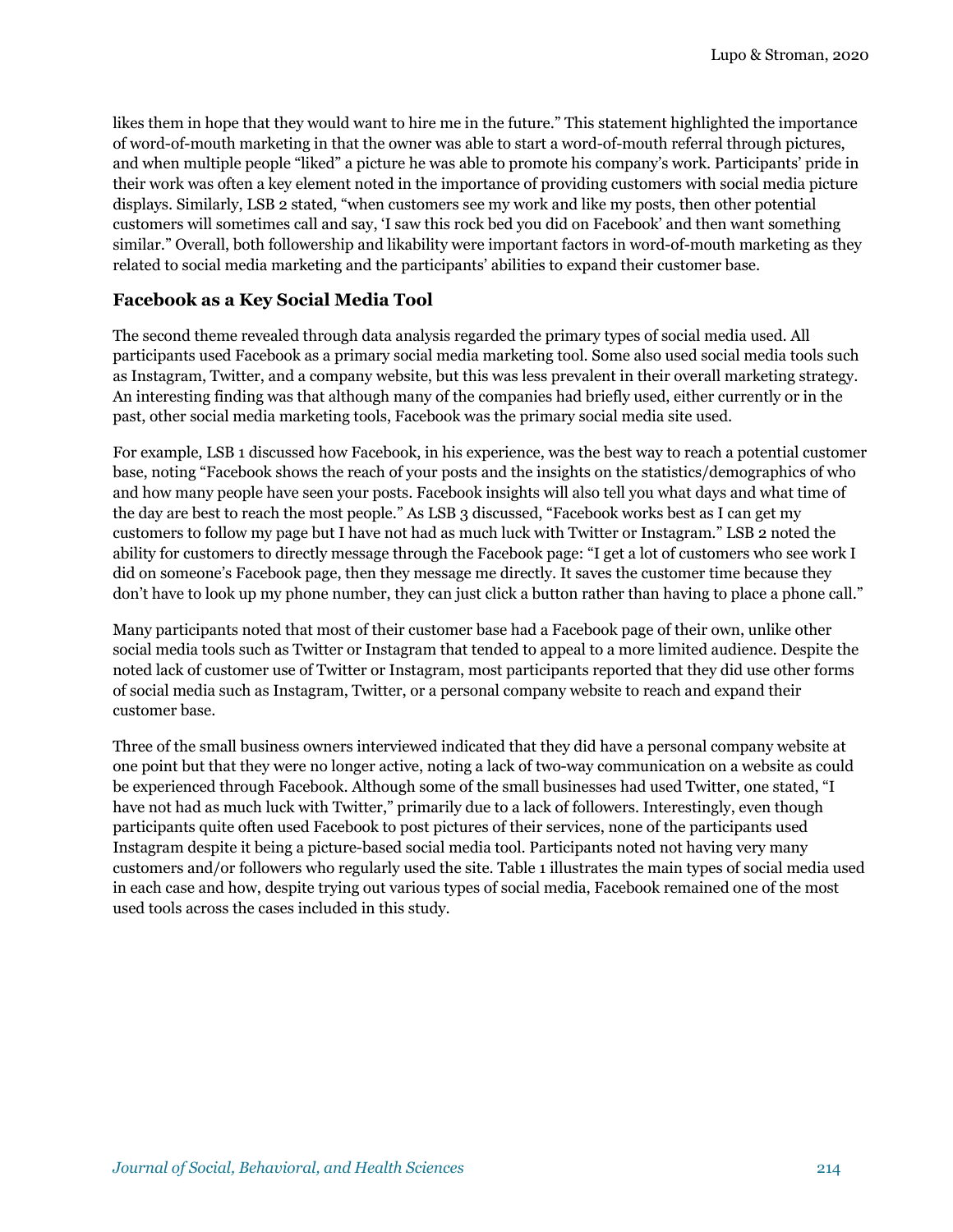likes them in hope that they would want to hire me in the future." This statement highlighted the importance of word-of-mouth marketing in that the owner was able to start a word-of-mouth referral through pictures, and when multiple people "liked" a picture he was able to promote his company's work. Participants' pride in their work was often a key element noted in the importance of providing customers with social media picture displays. Similarly, LSB 2 stated, "when customers see my work and like my posts, then other potential customers will sometimes call and say, 'I saw this rock bed you did on Facebook' and then want something similar." Overall, both followership and likability were important factors in word-of-mouth marketing as they related to social media marketing and the participants' abilities to expand their customer base.

### Facebook as a Key Social Media Tool

The second theme revealed through data analysis regarded the primary types of social media used. All participants used Facebook as a primary social media marketing tool. Some also used social media tools such as Instagram, Twitter, and a company website, but this was less prevalent in their overall marketing strategy. An interesting finding was that although many of the companies had briefly used, either currently or in the past, other social media marketing tools, Facebook was the primary social media site used.

For example, LSB 1 discussed how Facebook, in his experience, was the best way to reach a potential customer base, noting "Facebook shows the reach of your posts and the insights on the statistics/demographics of who and how many people have seen your posts. Facebook insights will also tell you what days and what time of the day are best to reach the most people." As LSB 3 discussed, "Facebook works best as I can get my customers to follow my page but I have not had as much luck with Twitter or Instagram." LSB 2 noted the ability for customers to directly message through the Facebook page: "I get a lot of customers who see work I did on someone's Facebook page, then they message me directly. It saves the customer time because they don't have to look up my phone number, they can just click a button rather than having to place a phone call."

Many participants noted that most of their customer base had a Facebook page of their own, unlike other social media tools such as Twitter or Instagram that tended to appeal to a more limited audience. Despite the noted lack of customer use of Twitter or Instagram, most participants reported that they did use other forms of social media such as Instagram, Twitter, or a personal company website to reach and expand their customer base.

Three of the small business owners interviewed indicated that they did have a personal company website at one point but that they were no longer active, noting a lack of two-way communication on a website as could be experienced through Facebook. Although some of the small businesses had used Twitter, one stated, "I have not had as much luck with Twitter," primarily due to a lack of followers. Interestingly, even though participants quite often used Facebook to post pictures of their services, none of the participants used Instagram despite it being a picture-based social media tool. Participants noted not having very many customers and/or followers who regularly used the site. Table 1 illustrates the main types of social media used in each case and how, despite trying out various types of social media, Facebook remained one of the most used tools across the cases included in this study.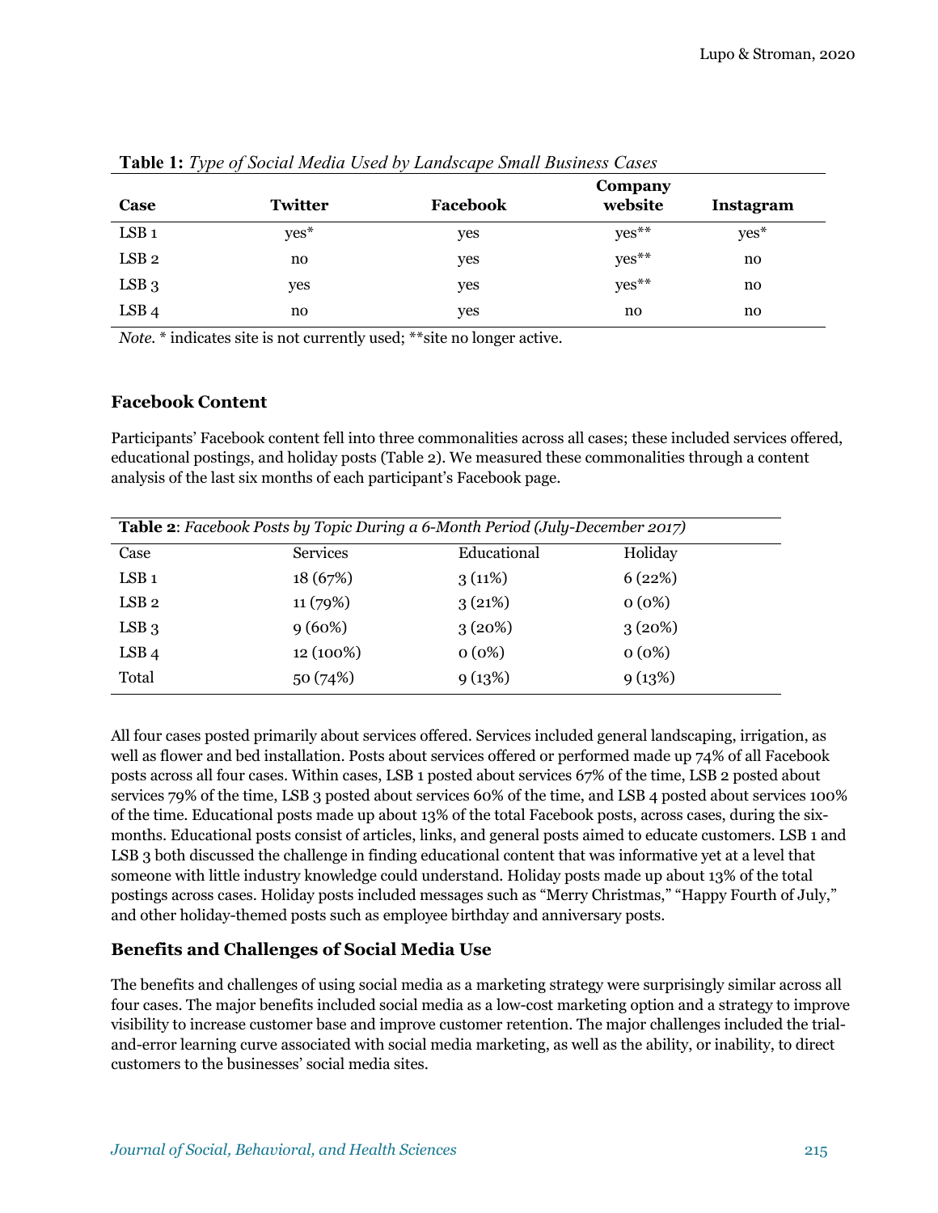**Table 1:** *Type of Social Media Used by Landscape Small Business Cases*

| Case | Twitter | Facebook | Company website | Instagram |
|---|---|---|---|---|
| LSB 1 | yes* | yes | yes** | yes* |
| LSB 2 | no | yes | yes** | no |
| LSB 3 | yes | yes | yes** | no |
| LSB 4 | no | yes | no | no |

*Note.* * indicates site is not currently used; **site no longer active.

### Facebook Content

Participants' Facebook content fell into three commonalities across all cases; these included services offered, educational postings, and holiday posts (Table 2). We measured these commonalities through a content analysis of the last six months of each participant's Facebook page.

**Table 2**: *Facebook Posts by Topic During a 6-Month Period (July-December 2017)*

| Case | Services | Educational | Holiday |
|---|---|---|---|
| LSB 1 | 18 (67%) | 3 (11%) | 6 (22%) |
| LSB 2 | 11 (79%) | 3 (21%) | 0 (0%) |
| LSB 3 | 9 (60%) | 3 (20%) | 3 (20%) |
| LSB 4 | 12 (100%) | 0 (0%) | 0 (0%) |
| Total | 50 (74%) | 9 (13%) | 9 (13%) |

All four cases posted primarily about services offered. Services included general landscaping, irrigation, as well as flower and bed installation. Posts about services offered or performed made up 74% of all Facebook posts across all four cases. Within cases, LSB 1 posted about services 67% of the time, LSB 2 posted about services 79% of the time, LSB 3 posted about services 60% of the time, and LSB 4 posted about services 100% of the time. Educational posts made up about 13% of the total Facebook posts, across cases, during the six-months. Educational posts consist of articles, links, and general posts aimed to educate customers. LSB 1 and LSB 3 both discussed the challenge in finding educational content that was informative yet at a level that someone with little industry knowledge could understand. Holiday posts made up about 13% of the total postings across cases. Holiday posts included messages such as "Merry Christmas," "Happy Fourth of July," and other holiday-themed posts such as employee birthday and anniversary posts.

### Benefits and Challenges of Social Media Use

The benefits and challenges of using social media as a marketing strategy were surprisingly similar across all four cases. The major benefits included social media as a low-cost marketing option and a strategy to improve visibility to increase customer base and improve customer retention. The major challenges included the trial-and-error learning curve associated with social media marketing, as well as the ability, or inability, to direct customers to the businesses' social media sites.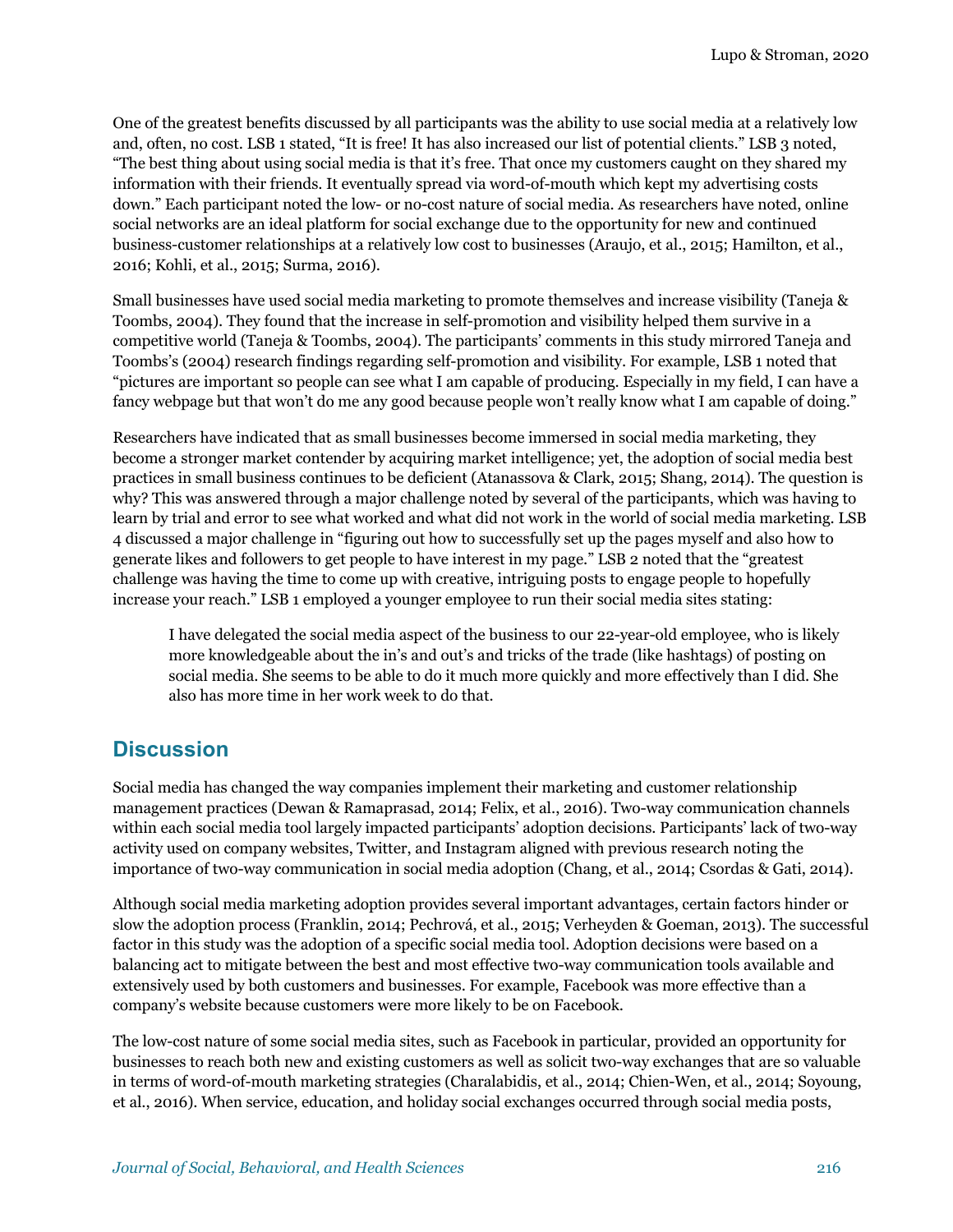One of the greatest benefits discussed by all participants was the ability to use social media at a relatively low and, often, no cost. LSB 1 stated, "It is free! It has also increased our list of potential clients." LSB 3 noted, "The best thing about using social media is that it's free. That once my customers caught on they shared my information with their friends. It eventually spread via word-of-mouth which kept my advertising costs down." Each participant noted the low- or no-cost nature of social media. As researchers have noted, online social networks are an ideal platform for social exchange due to the opportunity for new and continued business-customer relationships at a relatively low cost to businesses (Araujo, et al., 2015; Hamilton, et al., 2016; Kohli, et al., 2015; Surma, 2016).

Small businesses have used social media marketing to promote themselves and increase visibility (Taneja & Toombs, 2004). They found that the increase in self-promotion and visibility helped them survive in a competitive world (Taneja & Toombs, 2004). The participants' comments in this study mirrored Taneja and Toombs's (2004) research findings regarding self-promotion and visibility. For example, LSB 1 noted that "pictures are important so people can see what I am capable of producing. Especially in my field, I can have a fancy webpage but that won't do me any good because people won't really know what I am capable of doing."

Researchers have indicated that as small businesses become immersed in social media marketing, they become a stronger market contender by acquiring market intelligence; yet, the adoption of social media best practices in small business continues to be deficient (Atanassova & Clark, 2015; Shang, 2014). The question is why? This was answered through a major challenge noted by several of the participants, which was having to learn by trial and error to see what worked and what did not work in the world of social media marketing. LSB 4 discussed a major challenge in "figuring out how to successfully set up the pages myself and also how to generate likes and followers to get people to have interest in my page." LSB 2 noted that the "greatest challenge was having the time to come up with creative, intriguing posts to engage people to hopefully increase your reach." LSB 1 employed a younger employee to run their social media sites stating:

> I have delegated the social media aspect of the business to our 22-year-old employee, who is likely more knowledgeable about the in's and out's and tricks of the trade (like hashtags) of posting on social media. She seems to be able to do it much more quickly and more effectively than I did. She also has more time in her work week to do that.

## Discussion

Social media has changed the way companies implement their marketing and customer relationship management practices (Dewan & Ramaprasad, 2014; Felix, et al., 2016). Two-way communication channels within each social media tool largely impacted participants' adoption decisions. Participants' lack of two-way activity used on company websites, Twitter, and Instagram aligned with previous research noting the importance of two-way communication in social media adoption (Chang, et al., 2014; Csordas & Gati, 2014).

Although social media marketing adoption provides several important advantages, certain factors hinder or slow the adoption process (Franklin, 2014; Pechrová, et al., 2015; Verheyden & Goeman, 2013). The successful factor in this study was the adoption of a specific social media tool. Adoption decisions were based on a balancing act to mitigate between the best and most effective two-way communication tools available and extensively used by both customers and businesses. For example, Facebook was more effective than a company's website because customers were more likely to be on Facebook.

The low-cost nature of some social media sites, such as Facebook in particular, provided an opportunity for businesses to reach both new and existing customers as well as solicit two-way exchanges that are so valuable in terms of word-of-mouth marketing strategies (Charalabidis, et al., 2014; Chien-Wen, et al., 2014; Soyoung, et al., 2016). When service, education, and holiday social exchanges occurred through social media posts,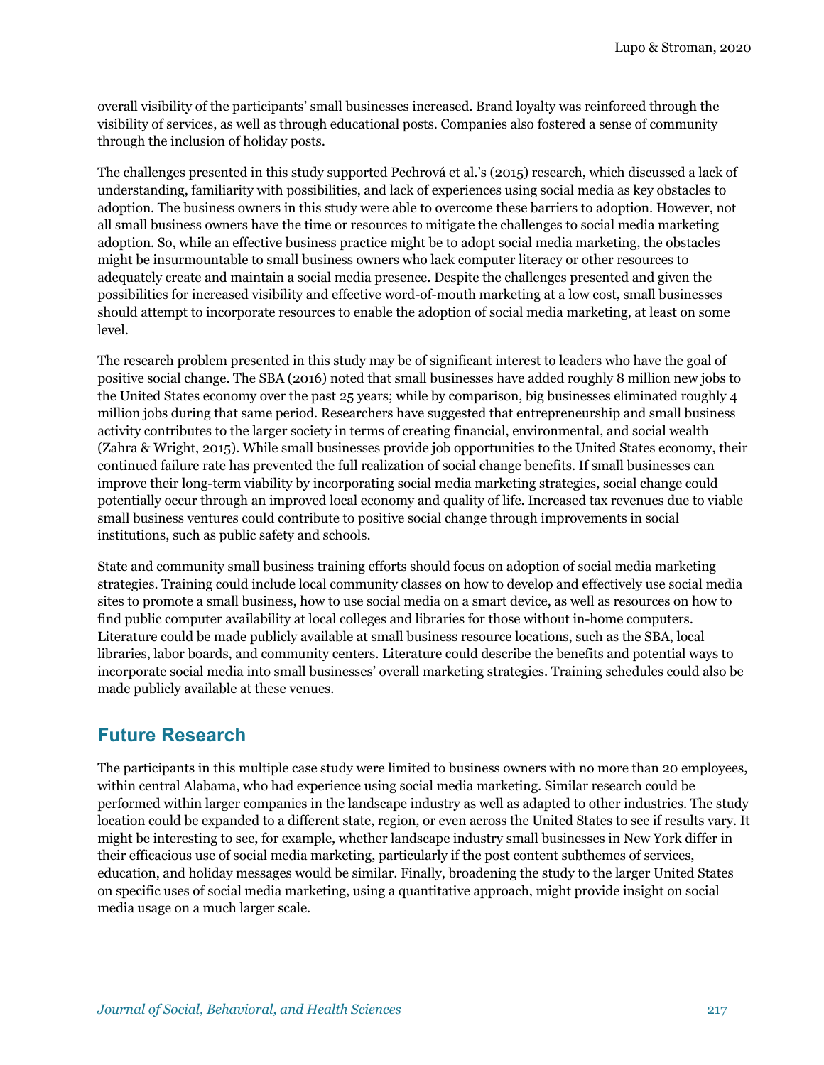overall visibility of the participants' small businesses increased. Brand loyalty was reinforced through the visibility of services, as well as through educational posts. Companies also fostered a sense of community through the inclusion of holiday posts.

The challenges presented in this study supported Pechrová et al.'s (2015) research, which discussed a lack of understanding, familiarity with possibilities, and lack of experiences using social media as key obstacles to adoption. The business owners in this study were able to overcome these barriers to adoption. However, not all small business owners have the time or resources to mitigate the challenges to social media marketing adoption. So, while an effective business practice might be to adopt social media marketing, the obstacles might be insurmountable to small business owners who lack computer literacy or other resources to adequately create and maintain a social media presence. Despite the challenges presented and given the possibilities for increased visibility and effective word-of-mouth marketing at a low cost, small businesses should attempt to incorporate resources to enable the adoption of social media marketing, at least on some level.

The research problem presented in this study may be of significant interest to leaders who have the goal of positive social change. The SBA (2016) noted that small businesses have added roughly 8 million new jobs to the United States economy over the past 25 years; while by comparison, big businesses eliminated roughly 4 million jobs during that same period. Researchers have suggested that entrepreneurship and small business activity contributes to the larger society in terms of creating financial, environmental, and social wealth (Zahra & Wright, 2015). While small businesses provide job opportunities to the United States economy, their continued failure rate has prevented the full realization of social change benefits. If small businesses can improve their long-term viability by incorporating social media marketing strategies, social change could potentially occur through an improved local economy and quality of life. Increased tax revenues due to viable small business ventures could contribute to positive social change through improvements in social institutions, such as public safety and schools.

State and community small business training efforts should focus on adoption of social media marketing strategies. Training could include local community classes on how to develop and effectively use social media sites to promote a small business, how to use social media on a smart device, as well as resources on how to find public computer availability at local colleges and libraries for those without in-home computers. Literature could be made publicly available at small business resource locations, such as the SBA, local libraries, labor boards, and community centers. Literature could describe the benefits and potential ways to incorporate social media into small businesses' overall marketing strategies. Training schedules could also be made publicly available at these venues.

## Future Research

The participants in this multiple case study were limited to business owners with no more than 20 employees, within central Alabama, who had experience using social media marketing. Similar research could be performed within larger companies in the landscape industry as well as adapted to other industries. The study location could be expanded to a different state, region, or even across the United States to see if results vary. It might be interesting to see, for example, whether landscape industry small businesses in New York differ in their efficacious use of social media marketing, particularly if the post content subthemes of services, education, and holiday messages would be similar. Finally, broadening the study to the larger United States on specific uses of social media marketing, using a quantitative approach, might provide insight on social media usage on a much larger scale.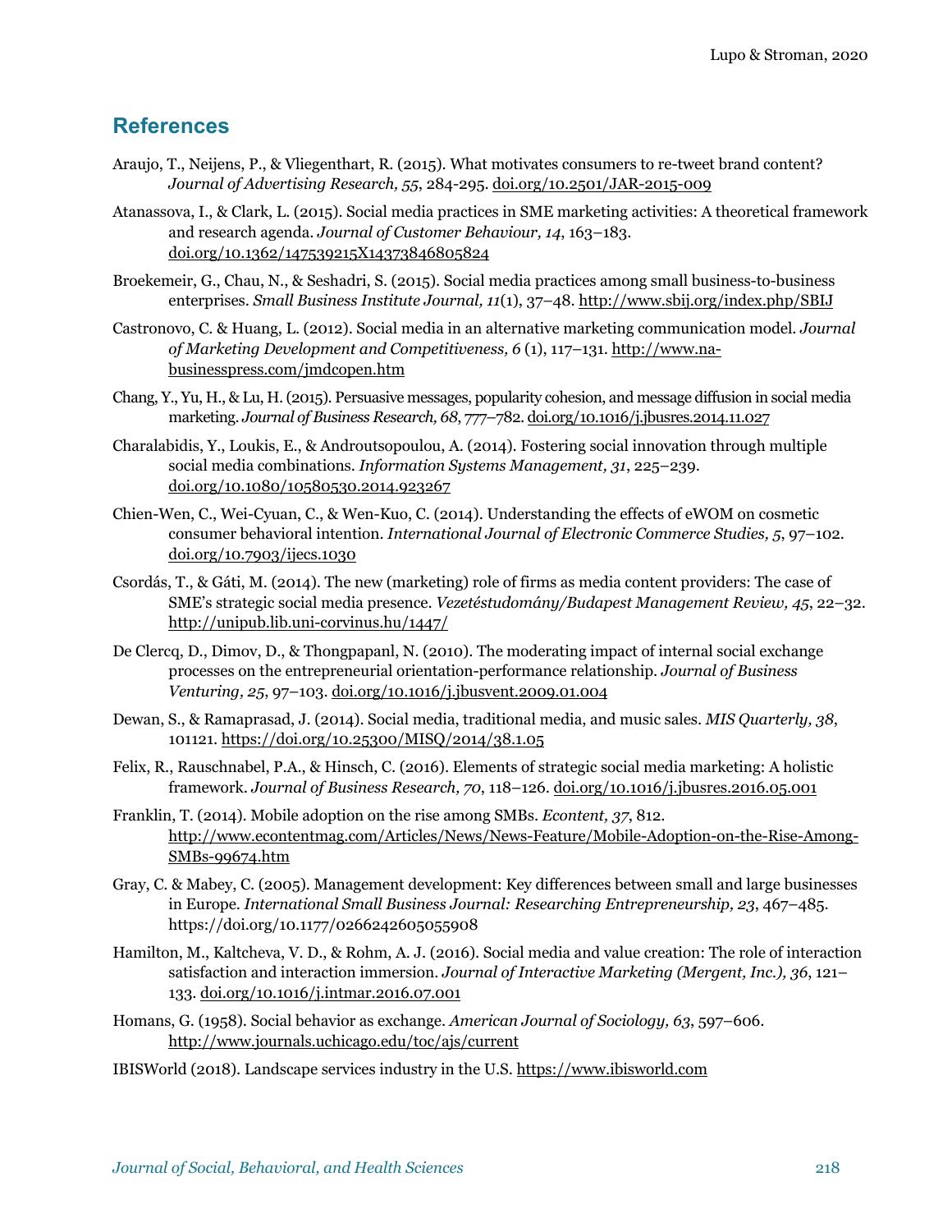## References

Araujo, T., Neijens, P., & Vliegenthart, R. (2015). What motivates consumers to re-tweet brand content? *Journal of Advertising Research, 55*, 284-295. doi.org/10.2501/JAR-2015-009

Atanassova, I., & Clark, L. (2015). Social media practices in SME marketing activities: A theoretical framework and research agenda. *Journal of Customer Behaviour, 14*, 163–183. doi.org/10.1362/147539215X14373846805824

Broekemeir, G., Chau, N., & Seshadri, S. (2015). Social media practices among small business-to-business enterprises. *Small Business Institute Journal, 11*(1), 37–48. http://www.sbij.org/index.php/SBIJ

Castronovo, C. & Huang, L. (2012). Social media in an alternative marketing communication model. *Journal of Marketing Development and Competitiveness, 6* (1), 117–131. http://www.na-businesspress.com/jmdcopen.htm

Chang, Y., Yu, H., & Lu, H. (2015). Persuasive messages, popularity cohesion, and message diffusion in social media marketing. *Journal of Business Research, 68*, 777–782. doi.org/10.1016/j.jbusres.2014.11.027

Charalabidis, Y., Loukis, E., & Androutsopoulou, A. (2014). Fostering social innovation through multiple social media combinations. *Information Systems Management, 31*, 225–239. doi.org/10.1080/10580530.2014.923267

Chien-Wen, C., Wei-Cyuan, C., & Wen-Kuo, C. (2014). Understanding the effects of eWOM on cosmetic consumer behavioral intention. *International Journal of Electronic Commerce Studies, 5*, 97–102. doi.org/10.7903/ijecs.1030

Csordás, T., & Gáti, M. (2014). The new (marketing) role of firms as media content providers: The case of SME's strategic social media presence. *Vezetéstudomány/Budapest Management Review, 45*, 22–32. http://unipub.lib.uni-corvinus.hu/1447/

De Clercq, D., Dimov, D., & Thongpapanl, N. (2010). The moderating impact of internal social exchange processes on the entrepreneurial orientation-performance relationship. *Journal of Business Venturing, 25*, 97–103. doi.org/10.1016/j.jbusvent.2009.01.004

Dewan, S., & Ramaprasad, J. (2014). Social media, traditional media, and music sales. *MIS Quarterly, 38*, 101121. https://doi.org/10.25300/MISQ/2014/38.1.05

Felix, R., Rauschnabel, P.A., & Hinsch, C. (2016). Elements of strategic social media marketing: A holistic framework. *Journal of Business Research, 70*, 118–126. doi.org/10.1016/j.jbusres.2016.05.001

Franklin, T. (2014). Mobile adoption on the rise among SMBs. *Econtent, 37*, 812. http://www.econtentmag.com/Articles/News/News-Feature/Mobile-Adoption-on-the-Rise-Among-SMBs-99674.htm

Gray, C. & Mabey, C. (2005). Management development: Key differences between small and large businesses in Europe. *International Small Business Journal: Researching Entrepreneurship, 23*, 467–485. https://doi.org/10.1177/0266242605055908

Hamilton, M., Kaltcheva, V. D., & Rohm, A. J. (2016). Social media and value creation: The role of interaction satisfaction and interaction immersion. *Journal of Interactive Marketing (Mergent, Inc.), 36*, 121–133. doi.org/10.1016/j.intmar.2016.07.001

Homans, G. (1958). Social behavior as exchange. *American Journal of Sociology, 63*, 597–606. http://www.journals.uchicago.edu/toc/ajs/current

IBISWorld (2018). Landscape services industry in the U.S. https://www.ibisworld.com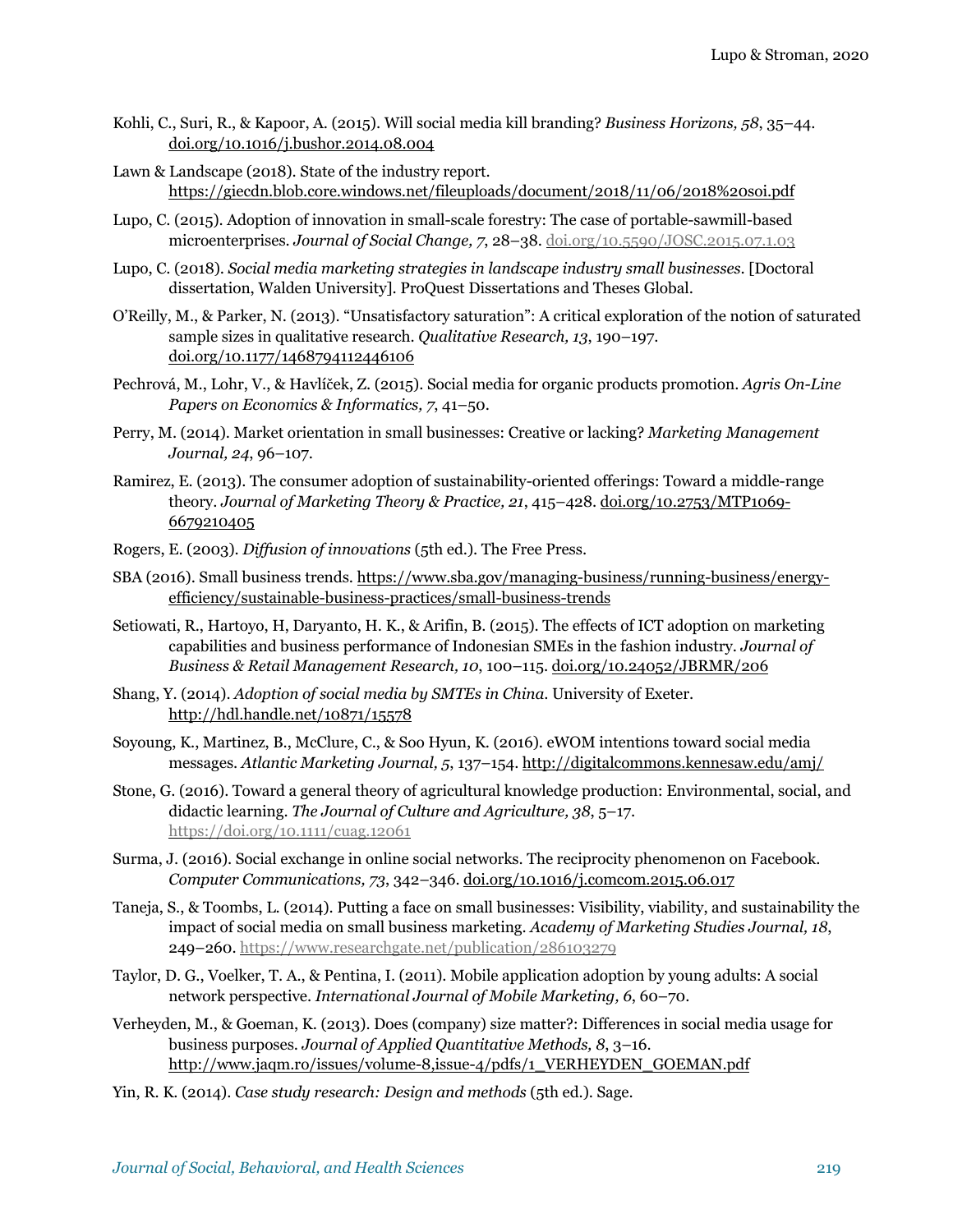Kohli, C., Suri, R., & Kapoor, A. (2015). Will social media kill branding? *Business Horizons, 58*, 35–44. doi.org/10.1016/j.bushor.2014.08.004

Lawn & Landscape (2018). State of the industry report. https://giecdn.blob.core.windows.net/fileuploads/document/2018/11/06/2018%20soi.pdf

Lupo, C. (2015). Adoption of innovation in small-scale forestry: The case of portable-sawmill-based microenterprises. *Journal of Social Change, 7*, 28–38. doi.org/10.5590/JOSC.2015.07.1.03

Lupo, C. (2018). *Social media marketing strategies in landscape industry small businesses*. [Doctoral dissertation, Walden University]. ProQuest Dissertations and Theses Global.

O'Reilly, M., & Parker, N. (2013). "Unsatisfactory saturation": A critical exploration of the notion of saturated sample sizes in qualitative research. *Qualitative Research, 13*, 190–197. doi.org/10.1177/1468794112446106

Pechrová, M., Lohr, V., & Havlíček, Z. (2015). Social media for organic products promotion. *Agris On-Line Papers on Economics & Informatics, 7*, 41–50.

Perry, M. (2014). Market orientation in small businesses: Creative or lacking? *Marketing Management Journal, 24*, 96–107.

Ramirez, E. (2013). The consumer adoption of sustainability-oriented offerings: Toward a middle-range theory. *Journal of Marketing Theory & Practice, 21*, 415–428. doi.org/10.2753/MTP1069-6679210405

Rogers, E. (2003). *Diffusion of innovations* (5th ed.). The Free Press.

SBA (2016). Small business trends. https://www.sba.gov/managing-business/running-business/energy-efficiency/sustainable-business-practices/small-business-trends

Setiowati, R., Hartoyo, H, Daryanto, H. K., & Arifin, B. (2015). The effects of ICT adoption on marketing capabilities and business performance of Indonesian SMEs in the fashion industry. *Journal of Business & Retail Management Research, 10*, 100–115. doi.org/10.24052/JBRMR/206

Shang, Y. (2014). *Adoption of social media by SMTEs in China.* University of Exeter. http://hdl.handle.net/10871/15578

Soyoung, K., Martinez, B., McClure, C., & Soo Hyun, K. (2016). eWOM intentions toward social media messages. *Atlantic Marketing Journal, 5*, 137–154. http://digitalcommons.kennesaw.edu/amj/

Stone, G. (2016). Toward a general theory of agricultural knowledge production: Environmental, social, and didactic learning. *The Journal of Culture and Agriculture, 38*, 5–17. https://doi.org/10.1111/cuag.12061

Surma, J. (2016). Social exchange in online social networks. The reciprocity phenomenon on Facebook. *Computer Communications, 73*, 342–346. doi.org/10.1016/j.comcom.2015.06.017

Taneja, S., & Toombs, L. (2014). Putting a face on small businesses: Visibility, viability, and sustainability the impact of social media on small business marketing. *Academy of Marketing Studies Journal, 18*, 249–260. https://www.researchgate.net/publication/286103279

Taylor, D. G., Voelker, T. A., & Pentina, I. (2011). Mobile application adoption by young adults: A social network perspective. *International Journal of Mobile Marketing, 6*, 60–70.

Verheyden, M., & Goeman, K. (2013). Does (company) size matter?: Differences in social media usage for business purposes. *Journal of Applied Quantitative Methods, 8*, 3–16. http://www.jaqm.ro/issues/volume-8,issue-4/pdfs/1_VERHEYDEN_GOEMAN.pdf

Yin, R. K. (2014). *Case study research: Design and methods* (5th ed.). Sage.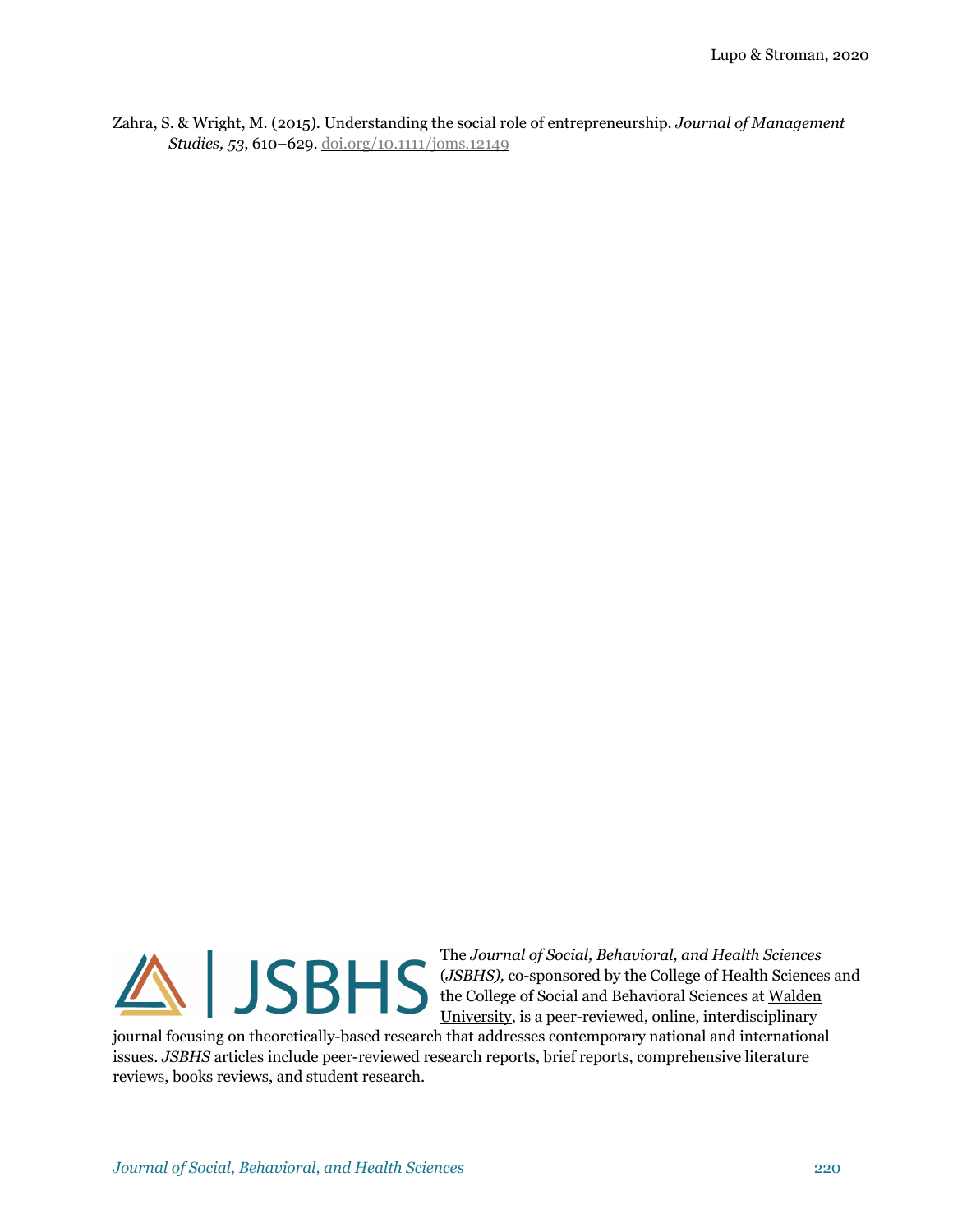Zahra, S. & Wright, M. (2015). Understanding the social role of entrepreneurship. *Journal of Management Studies, 53*, 610–629. doi.org/10.1111/joms.12149

JSBHS

The *Journal of Social, Behavioral, and Health Sciences* (*JSBHS),* co-sponsored by the College of Health Sciences and the College of Social and Behavioral Sciences at Walden University, is a peer-reviewed, online, interdisciplinary journal focusing on theoretically-based research that addresses contemporary national and international issues. *JSBHS* articles include peer-reviewed research reports, brief reports, comprehensive literature reviews, books reviews, and student research.